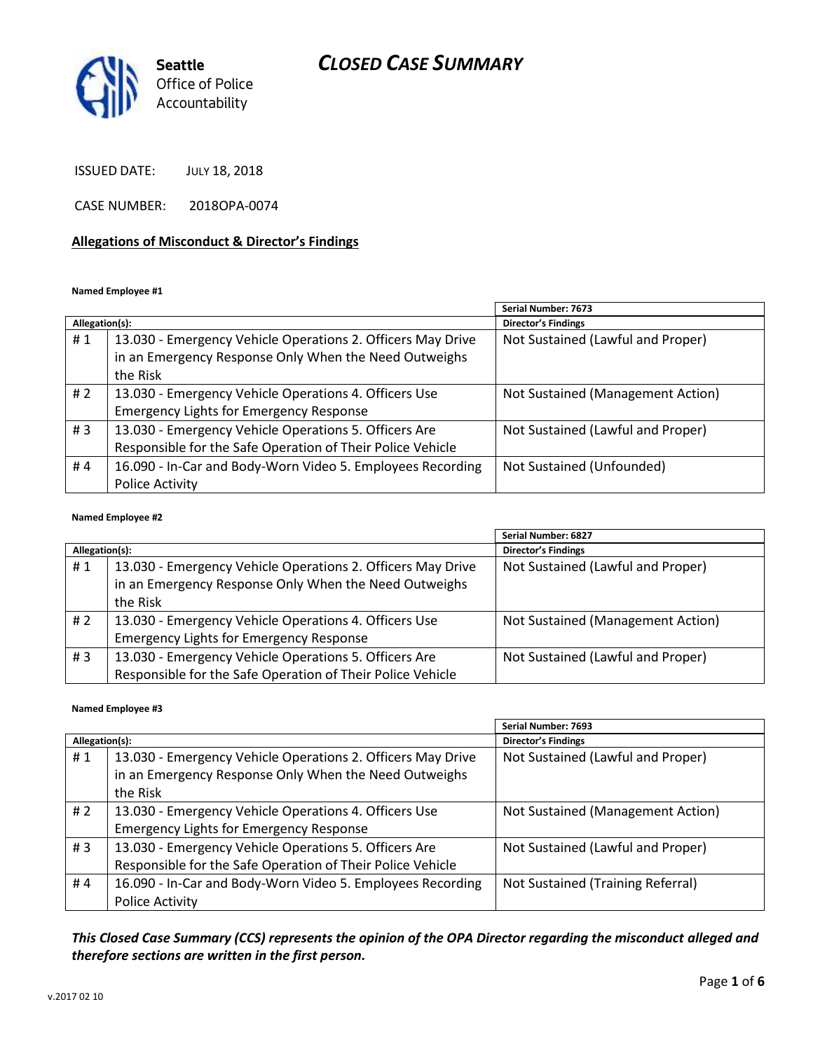# CLOSED CASE SUMMARY

Seattle Office of Police Accountability

ISSUED DATE: JULY 18, 2018

CASE NUMBER: 2018OPA-0074

## Allegations of Misconduct & Director's Findings

**Named Employee #1**

| Allegation(s): | | Serial Number: 7673 Director's Findings |
|---|---|---|
| # 1 | 13.030 - Emergency Vehicle Operations 2. Officers May Drive in an Emergency Response Only When the Need Outweighs the Risk | Not Sustained (Lawful and Proper) |
| # 2 | 13.030 - Emergency Vehicle Operations 4. Officers Use Emergency Lights for Emergency Response | Not Sustained (Management Action) |
| # 3 | 13.030 - Emergency Vehicle Operations 5. Officers Are Responsible for the Safe Operation of Their Police Vehicle | Not Sustained (Lawful and Proper) |
| # 4 | 16.090 - In-Car and Body-Worn Video 5. Employees Recording Police Activity | Not Sustained (Unfounded) |

**Named Employee #2**

| Allegation(s): | | Serial Number: 6827 Director's Findings |
|---|---|---|
| # 1 | 13.030 - Emergency Vehicle Operations 2. Officers May Drive in an Emergency Response Only When the Need Outweighs the Risk | Not Sustained (Lawful and Proper) |
| # 2 | 13.030 - Emergency Vehicle Operations 4. Officers Use Emergency Lights for Emergency Response | Not Sustained (Management Action) |
| # 3 | 13.030 - Emergency Vehicle Operations 5. Officers Are Responsible for the Safe Operation of Their Police Vehicle | Not Sustained (Lawful and Proper) |

**Named Employee #3**

| Allegation(s): | | Serial Number: 7693 Director's Findings |
|---|---|---|
| # 1 | 13.030 - Emergency Vehicle Operations 2. Officers May Drive in an Emergency Response Only When the Need Outweighs the Risk | Not Sustained (Lawful and Proper) |
| # 2 | 13.030 - Emergency Vehicle Operations 4. Officers Use Emergency Lights for Emergency Response | Not Sustained (Management Action) |
| # 3 | 13.030 - Emergency Vehicle Operations 5. Officers Are Responsible for the Safe Operation of Their Police Vehicle | Not Sustained (Lawful and Proper) |
| # 4 | 16.090 - In-Car and Body-Worn Video 5. Employees Recording Police Activity | Not Sustained (Training Referral) |

***This Closed Case Summary (CCS) represents the opinion of the OPA Director regarding the misconduct alleged and therefore sections are written in the first person.***

v.2017 02 10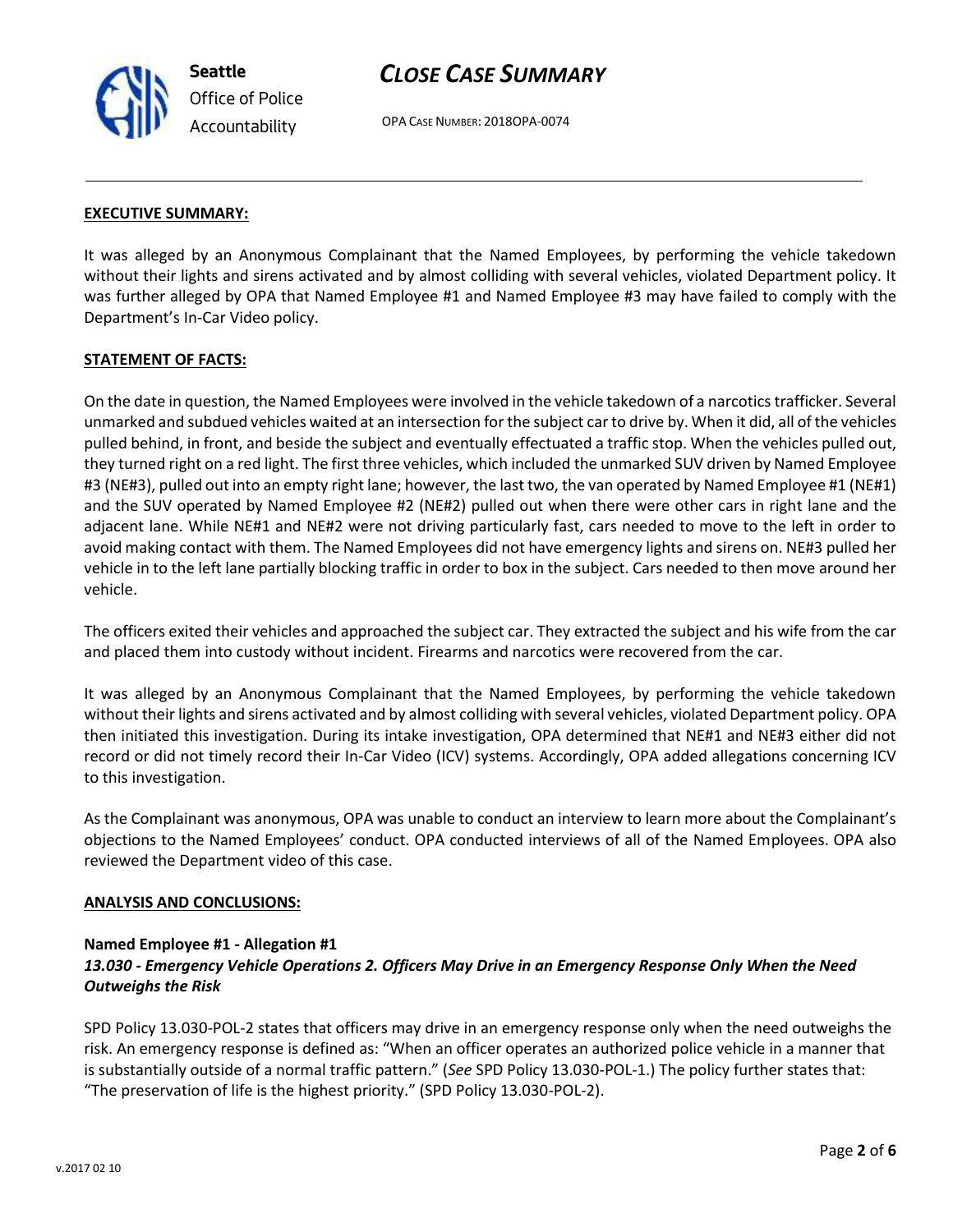## EXECUTIVE SUMMARY:

It was alleged by an Anonymous Complainant that the Named Employees, by performing the vehicle takedown without their lights and sirens activated and by almost colliding with several vehicles, violated Department policy. It was further alleged by OPA that Named Employee #1 and Named Employee #3 may have failed to comply with the Department's In-Car Video policy.

## STATEMENT OF FACTS:

On the date in question, the Named Employees were involved in the vehicle takedown of a narcotics trafficker. Several unmarked and subdued vehicles waited at an intersection for the subject car to drive by. When it did, all of the vehicles pulled behind, in front, and beside the subject and eventually effectuated a traffic stop. When the vehicles pulled out, they turned right on a red light. The first three vehicles, which included the unmarked SUV driven by Named Employee #3 (NE#3), pulled out into an empty right lane; however, the last two, the van operated by Named Employee #1 (NE#1) and the SUV operated by Named Employee #2 (NE#2) pulled out when there were other cars in right lane and the adjacent lane. While NE#1 and NE#2 were not driving particularly fast, cars needed to move to the left in order to avoid making contact with them. The Named Employees did not have emergency lights and sirens on. NE#3 pulled her vehicle in to the left lane partially blocking traffic in order to box in the subject. Cars needed to then move around her vehicle.

The officers exited their vehicles and approached the subject car. They extracted the subject and his wife from the car and placed them into custody without incident. Firearms and narcotics were recovered from the car.

It was alleged by an Anonymous Complainant that the Named Employees, by performing the vehicle takedown without their lights and sirens activated and by almost colliding with several vehicles, violated Department policy. OPA then initiated this investigation. During its intake investigation, OPA determined that NE#1 and NE#3 either did not record or did not timely record their In-Car Video (ICV) systems. Accordingly, OPA added allegations concerning ICV to this investigation.

As the Complainant was anonymous, OPA was unable to conduct an interview to learn more about the Complainant's objections to the Named Employees' conduct. OPA conducted interviews of all of the Named Employees. OPA also reviewed the Department video of this case.

## ANALYSIS AND CONCLUSIONS:

### Named Employee #1 - Allegation #1
***13.030 - Emergency Vehicle Operations 2. Officers May Drive in an Emergency Response Only When the Need Outweighs the Risk***

SPD Policy 13.030-POL-2 states that officers may drive in an emergency response only when the need outweighs the risk. An emergency response is defined as: "When an officer operates an authorized police vehicle in a manner that is substantially outside of a normal traffic pattern." (*See* SPD Policy 13.030-POL-1.) The policy further states that: "The preservation of life is the highest priority." (SPD Policy 13.030-POL-2).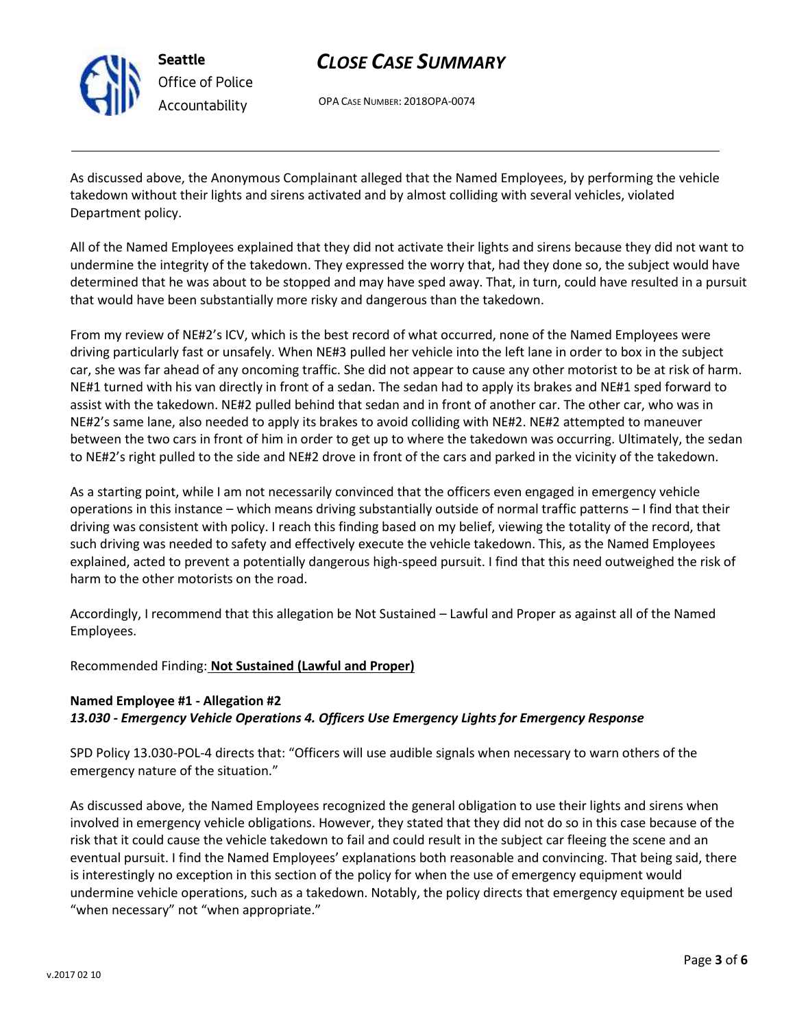As discussed above, the Anonymous Complainant alleged that the Named Employees, by performing the vehicle takedown without their lights and sirens activated and by almost colliding with several vehicles, violated Department policy.

All of the Named Employees explained that they did not activate their lights and sirens because they did not want to undermine the integrity of the takedown. They expressed the worry that, had they done so, the subject would have determined that he was about to be stopped and may have sped away. That, in turn, could have resulted in a pursuit that would have been substantially more risky and dangerous than the takedown.

From my review of NE#2's ICV, which is the best record of what occurred, none of the Named Employees were driving particularly fast or unsafely. When NE#3 pulled her vehicle into the left lane in order to box in the subject car, she was far ahead of any oncoming traffic. She did not appear to cause any other motorist to be at risk of harm. NE#1 turned with his van directly in front of a sedan. The sedan had to apply its brakes and NE#1 sped forward to assist with the takedown. NE#2 pulled behind that sedan and in front of another car. The other car, who was in NE#2's same lane, also needed to apply its brakes to avoid colliding with NE#2. NE#2 attempted to maneuver between the two cars in front of him in order to get up to where the takedown was occurring. Ultimately, the sedan to NE#2's right pulled to the side and NE#2 drove in front of the cars and parked in the vicinity of the takedown.

As a starting point, while I am not necessarily convinced that the officers even engaged in emergency vehicle operations in this instance – which means driving substantially outside of normal traffic patterns – I find that their driving was consistent with policy. I reach this finding based on my belief, viewing the totality of the record, that such driving was needed to safety and effectively execute the vehicle takedown. This, as the Named Employees explained, acted to prevent a potentially dangerous high-speed pursuit. I find that this need outweighed the risk of harm to the other motorists on the road.

Accordingly, I recommend that this allegation be Not Sustained – Lawful and Proper as against all of the Named Employees.

Recommended Finding: **Not Sustained (Lawful and Proper)**

**Named Employee #1 - Allegation #2**
***13.030 - Emergency Vehicle Operations 4. Officers Use Emergency Lights for Emergency Response***

SPD Policy 13.030-POL-4 directs that: "Officers will use audible signals when necessary to warn others of the emergency nature of the situation."

As discussed above, the Named Employees recognized the general obligation to use their lights and sirens when involved in emergency vehicle obligations. However, they stated that they did not do so in this case because of the risk that it could cause the vehicle takedown to fail and could result in the subject car fleeing the scene and an eventual pursuit. I find the Named Employees' explanations both reasonable and convincing. That being said, there is interestingly no exception in this section of the policy for when the use of emergency equipment would undermine vehicle operations, such as a takedown. Notably, the policy directs that emergency equipment be used "when necessary" not "when appropriate."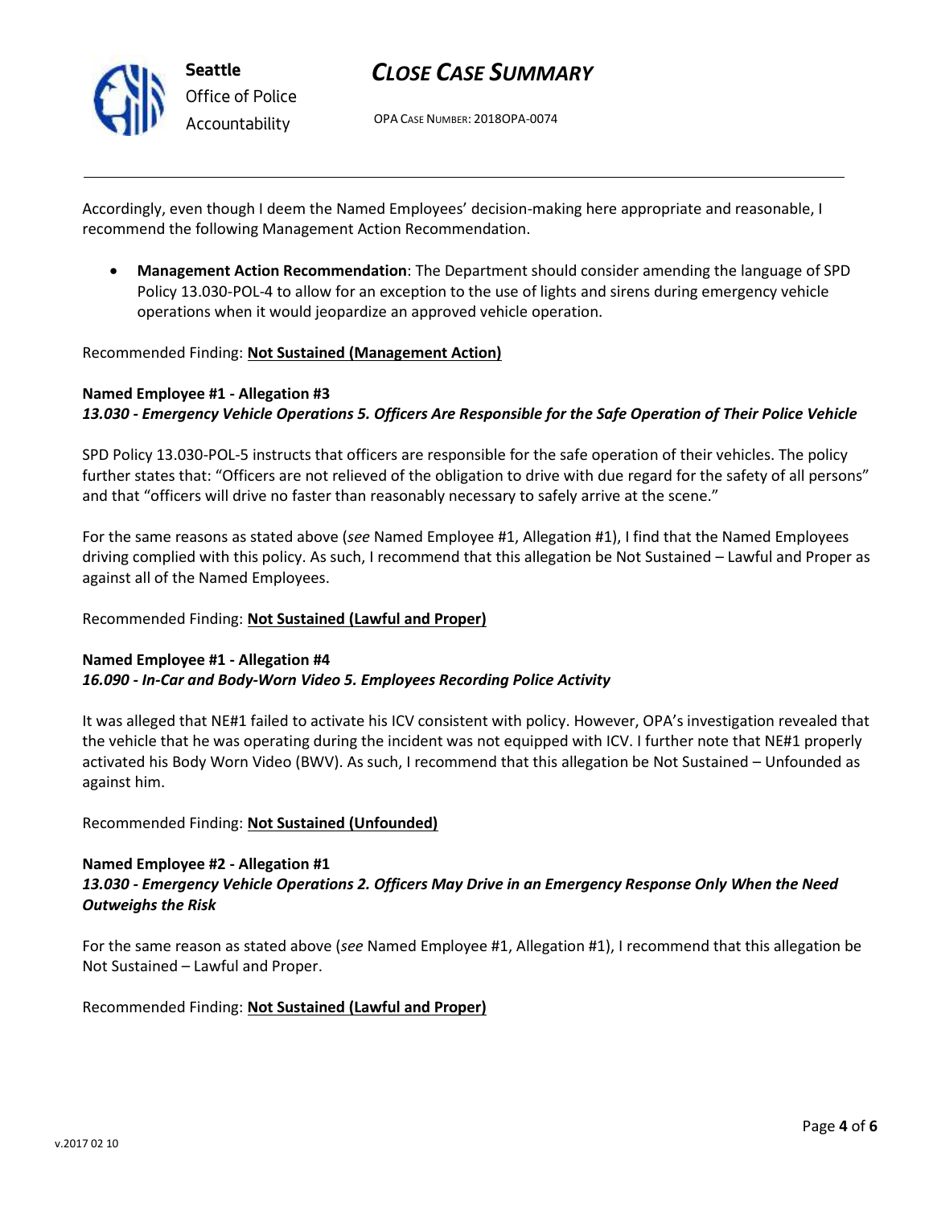Accordingly, even though I deem the Named Employees' decision-making here appropriate and reasonable, I recommend the following Management Action Recommendation.

- **Management Action Recommendation**: The Department should consider amending the language of SPD Policy 13.030-POL-4 to allow for an exception to the use of lights and sirens during emergency vehicle operations when it would jeopardize an approved vehicle operation.

Recommended Finding: **Not Sustained (Management Action)**

**Named Employee #1 - Allegation #3**
***13.030 - Emergency Vehicle Operations 5. Officers Are Responsible for the Safe Operation of Their Police Vehicle***

SPD Policy 13.030-POL-5 instructs that officers are responsible for the safe operation of their vehicles. The policy further states that: "Officers are not relieved of the obligation to drive with due regard for the safety of all persons" and that "officers will drive no faster than reasonably necessary to safely arrive at the scene."

For the same reasons as stated above (*see* Named Employee #1, Allegation #1), I find that the Named Employees driving complied with this policy. As such, I recommend that this allegation be Not Sustained – Lawful and Proper as against all of the Named Employees.

Recommended Finding: **Not Sustained (Lawful and Proper)**

**Named Employee #1 - Allegation #4**
***16.090 - In-Car and Body-Worn Video 5. Employees Recording Police Activity***

It was alleged that NE#1 failed to activate his ICV consistent with policy. However, OPA's investigation revealed that the vehicle that he was operating during the incident was not equipped with ICV. I further note that NE#1 properly activated his Body Worn Video (BWV). As such, I recommend that this allegation be Not Sustained – Unfounded as against him.

Recommended Finding: **Not Sustained (Unfounded)**

**Named Employee #2 - Allegation #1**
***13.030 - Emergency Vehicle Operations 2. Officers May Drive in an Emergency Response Only When the Need Outweighs the Risk***

For the same reason as stated above (*see* Named Employee #1, Allegation #1), I recommend that this allegation be Not Sustained – Lawful and Proper.

Recommended Finding: **Not Sustained (Lawful and Proper)**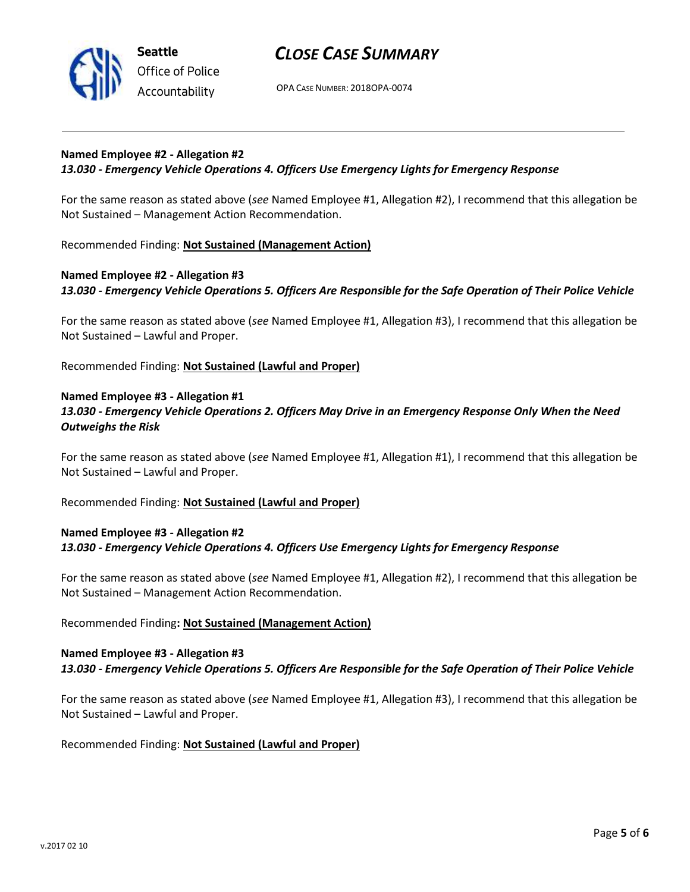**Named Employee #2 - Allegation #2**
***13.030 - Emergency Vehicle Operations 4. Officers Use Emergency Lights for Emergency Response***

For the same reason as stated above (*see* Named Employee #1, Allegation #2), I recommend that this allegation be Not Sustained – Management Action Recommendation.

Recommended Finding: **Not Sustained (Management Action)**

**Named Employee #2 - Allegation #3**
***13.030 - Emergency Vehicle Operations 5. Officers Are Responsible for the Safe Operation of Their Police Vehicle***

For the same reason as stated above (*see* Named Employee #1, Allegation #3), I recommend that this allegation be Not Sustained – Lawful and Proper.

Recommended Finding: **Not Sustained (Lawful and Proper)**

**Named Employee #3 - Allegation #1**
***13.030 - Emergency Vehicle Operations 2. Officers May Drive in an Emergency Response Only When the Need Outweighs the Risk***

For the same reason as stated above (*see* Named Employee #1, Allegation #1), I recommend that this allegation be Not Sustained – Lawful and Proper.

Recommended Finding: **Not Sustained (Lawful and Proper)**

**Named Employee #3 - Allegation #2**
***13.030 - Emergency Vehicle Operations 4. Officers Use Emergency Lights for Emergency Response***

For the same reason as stated above (*see* Named Employee #1, Allegation #2), I recommend that this allegation be Not Sustained – Management Action Recommendation.

Recommended Finding**: Not Sustained (Management Action)**

**Named Employee #3 - Allegation #3**
***13.030 - Emergency Vehicle Operations 5. Officers Are Responsible for the Safe Operation of Their Police Vehicle***

For the same reason as stated above (*see* Named Employee #1, Allegation #3), I recommend that this allegation be Not Sustained – Lawful and Proper.

Recommended Finding: **Not Sustained (Lawful and Proper)**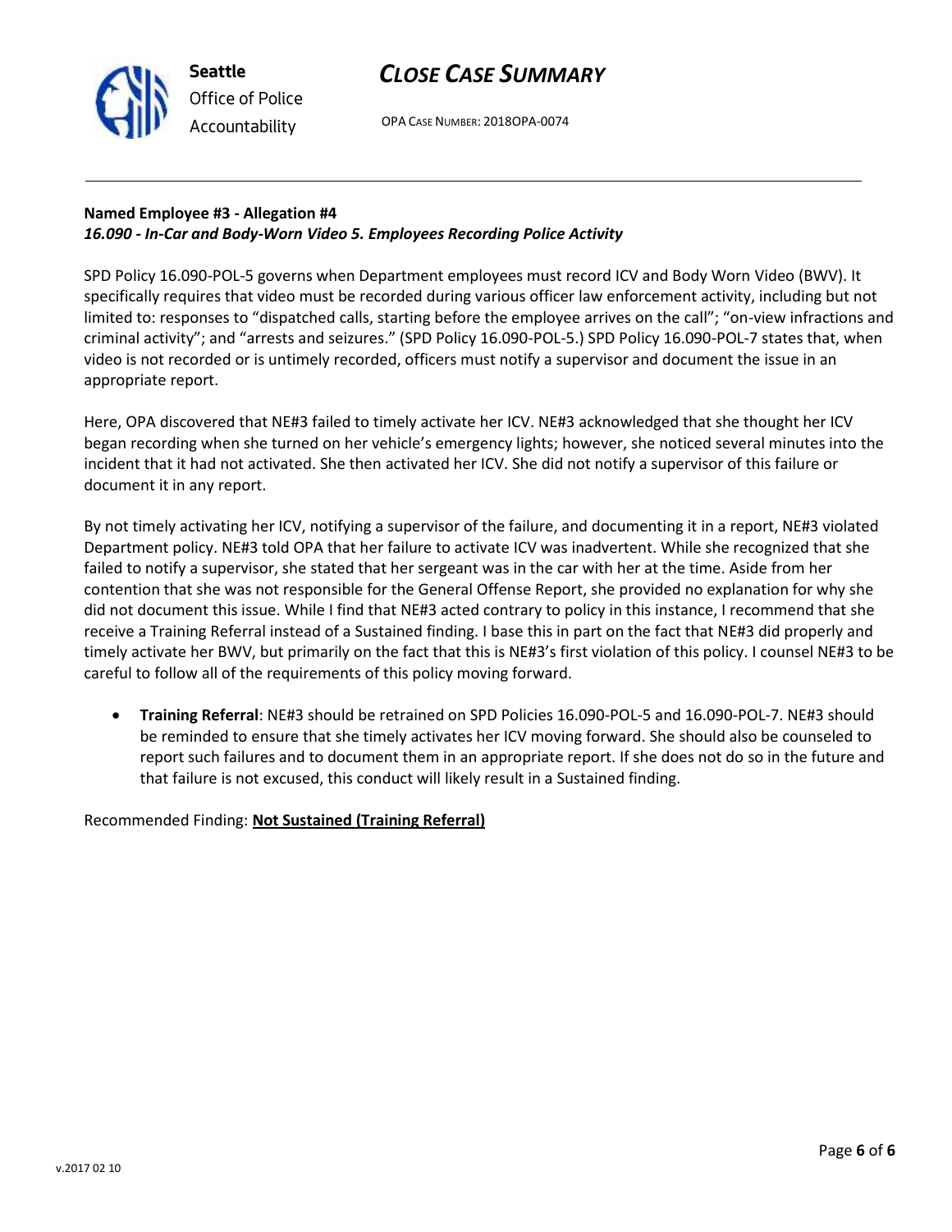**Named Employee #3 - Allegation #4**
***16.090 - In-Car and Body-Worn Video 5. Employees Recording Police Activity***

SPD Policy 16.090-POL-5 governs when Department employees must record ICV and Body Worn Video (BWV). It specifically requires that video must be recorded during various officer law enforcement activity, including but not limited to: responses to "dispatched calls, starting before the employee arrives on the call"; "on-view infractions and criminal activity"; and "arrests and seizures." (SPD Policy 16.090-POL-5.) SPD Policy 16.090-POL-7 states that, when video is not recorded or is untimely recorded, officers must notify a supervisor and document the issue in an appropriate report.

Here, OPA discovered that NE#3 failed to timely activate her ICV. NE#3 acknowledged that she thought her ICV began recording when she turned on her vehicle's emergency lights; however, she noticed several minutes into the incident that it had not activated. She then activated her ICV. She did not notify a supervisor of this failure or document it in any report.

By not timely activating her ICV, notifying a supervisor of the failure, and documenting it in a report, NE#3 violated Department policy. NE#3 told OPA that her failure to activate ICV was inadvertent. While she recognized that she failed to notify a supervisor, she stated that her sergeant was in the car with her at the time. Aside from her contention that she was not responsible for the General Offense Report, she provided no explanation for why she did not document this issue. While I find that NE#3 acted contrary to policy in this instance, I recommend that she receive a Training Referral instead of a Sustained finding. I base this in part on the fact that NE#3 did properly and timely activate her BWV, but primarily on the fact that this is NE#3's first violation of this policy. I counsel NE#3 to be careful to follow all of the requirements of this policy moving forward.

- **Training Referral**: NE#3 should be retrained on SPD Policies 16.090-POL-5 and 16.090-POL-7. NE#3 should be reminded to ensure that she timely activates her ICV moving forward. She should also be counseled to report such failures and to document them in an appropriate report. If she does not do so in the future and that failure is not excused, this conduct will likely result in a Sustained finding.

Recommended Finding: **Not Sustained (Training Referral)**